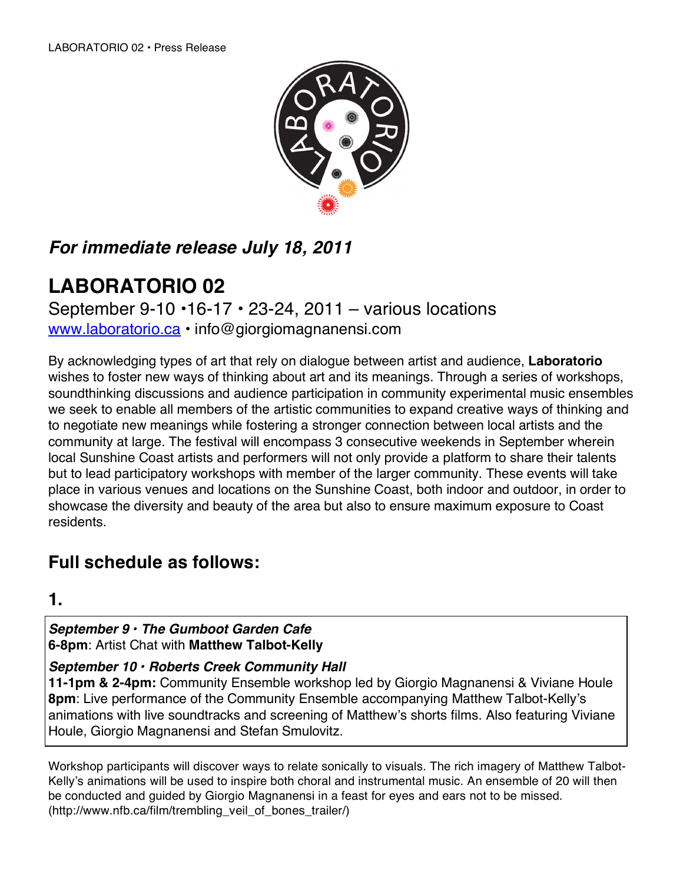LABORATORIO 02 • Press Release

***For immediate release July 18, 2011***

# LABORATORIO 02

September 9-10 •16-17 • 23-24, 2011 – various locations

[www.laboratorio.ca](http://www.laboratorio.ca) • info@giorgiomagnanensi.com

By acknowledging types of art that rely on dialogue between artist and audience, **Laboratorio** wishes to foster new ways of thinking about art and its meanings. Through a series of workshops, soundthinking discussions and audience participation in community experimental music ensembles we seek to enable all members of the artistic communities to expand creative ways of thinking and to negotiate new meanings while fostering a stronger connection between local artists and the community at large. The festival will encompass 3 consecutive weekends in September wherein local Sunshine Coast artists and performers will not only provide a platform to share their talents but to lead participatory workshops with member of the larger community. These events will take place in various venues and locations on the Sunshine Coast, both indoor and outdoor, in order to showcase the diversity and beauty of the area but also to ensure maximum exposure to Coast residents.

## Full schedule as follows:

## 1.

***September 9 • The Gumboot Garden Cafe***
**6-8pm**: Artist Chat with **Matthew Talbot-Kelly**

***September 10 • Roberts Creek Community Hall***
**11-1pm & 2-4pm:** Community Ensemble workshop led by Giorgio Magnanensi & Viviane Houle
**8pm**: Live performance of the Community Ensemble accompanying Matthew Talbot-Kelly's animations with live soundtracks and screening of Matthew's shorts films. Also featuring Viviane Houle, Giorgio Magnanensi and Stefan Smulovitz.

Workshop participants will discover ways to relate sonically to visuals. The rich imagery of Matthew Talbot-Kelly's animations will be used to inspire both choral and instrumental music. An ensemble of 20 will then be conducted and guided by Giorgio Magnanensi in a feast for eyes and ears not to be missed. (http://www.nfb.ca/film/trembling_veil_of_bones_trailer/)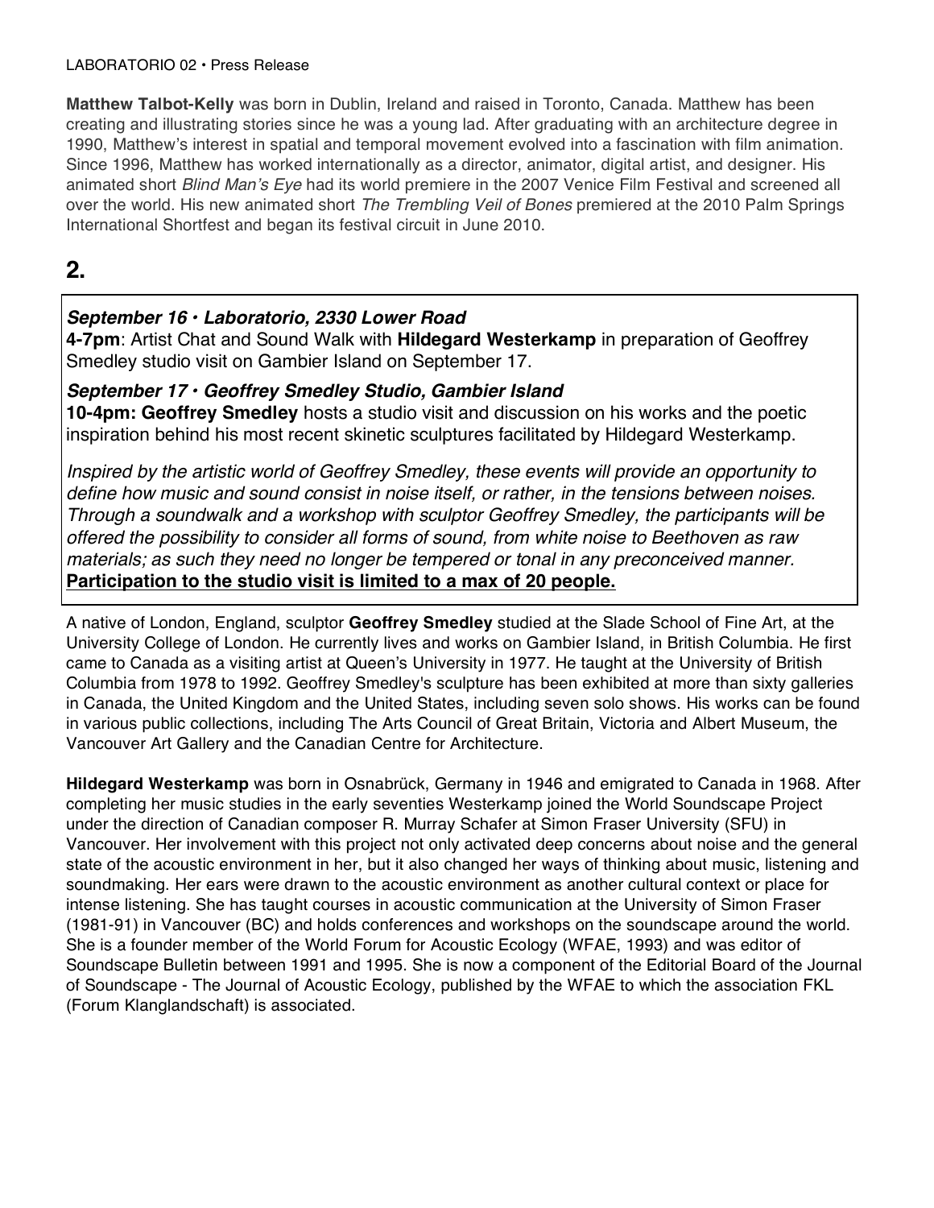**Matthew Talbot-Kelly** was born in Dublin, Ireland and raised in Toronto, Canada. Matthew has been creating and illustrating stories since he was a young lad. After graduating with an architecture degree in 1990, Matthew's interest in spatial and temporal movement evolved into a fascination with film animation. Since 1996, Matthew has worked internationally as a director, animator, digital artist, and designer. His animated short *Blind Man's Eye* had its world premiere in the 2007 Venice Film Festival and screened all over the world. His new animated short *The Trembling Veil of Bones* premiered at the 2010 Palm Springs International Shortfest and began its festival circuit in June 2010.

## 2.

***September 16 • Laboratorio, 2330 Lower Road***

**4-7pm**: Artist Chat and Sound Walk with **Hildegard Westerkamp** in preparation of Geoffrey Smedley studio visit on Gambier Island on September 17.

***September 17 • Geoffrey Smedley Studio, Gambier Island***

**10-4pm: Geoffrey Smedley** hosts a studio visit and discussion on his works and the poetic inspiration behind his most recent skinetic sculptures facilitated by Hildegard Westerkamp.

*Inspired by the artistic world of Geoffrey Smedley, these events will provide an opportunity to define how music and sound consist in noise itself, or rather, in the tensions between noises. Through a soundwalk and a workshop with sculptor Geoffrey Smedley, the participants will be offered the possibility to consider all forms of sound, from white noise to Beethoven as raw materials; as such they need no longer be tempered or tonal in any preconceived manner.*

**Participation to the studio visit is limited to a max of 20 people.**

A native of London, England, sculptor **Geoffrey Smedley** studied at the Slade School of Fine Art, at the University College of London. He currently lives and works on Gambier Island, in British Columbia. He first came to Canada as a visiting artist at Queen's University in 1977. He taught at the University of British Columbia from 1978 to 1992. Geoffrey Smedley's sculpture has been exhibited at more than sixty galleries in Canada, the United Kingdom and the United States, including seven solo shows. His works can be found in various public collections, including The Arts Council of Great Britain, Victoria and Albert Museum, the Vancouver Art Gallery and the Canadian Centre for Architecture.

**Hildegard Westerkamp** was born in Osnabrück, Germany in 1946 and emigrated to Canada in 1968. After completing her music studies in the early seventies Westerkamp joined the World Soundscape Project under the direction of Canadian composer R. Murray Schafer at Simon Fraser University (SFU) in Vancouver. Her involvement with this project not only activated deep concerns about noise and the general state of the acoustic environment in her, but it also changed her ways of thinking about music, listening and soundmaking. Her ears were drawn to the acoustic environment as another cultural context or place for intense listening. She has taught courses in acoustic communication at the University of Simon Fraser (1981-91) in Vancouver (BC) and holds conferences and workshops on the soundscape around the world. She is a founder member of the World Forum for Acoustic Ecology (WFAE, 1993) and was editor of Soundscape Bulletin between 1991 and 1995. She is now a component of the Editorial Board of the Journal of Soundscape - The Journal of Acoustic Ecology, published by the WFAE to which the association FKL (Forum Klanglandschaft) is associated.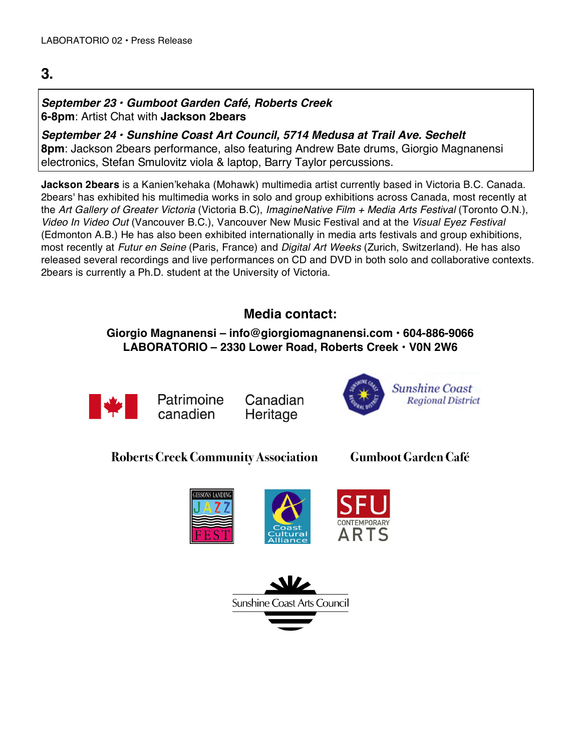## 3.

***September 23 • Gumboot Garden Café, Roberts Creek***
**6-8pm**: Artist Chat with **Jackson 2bears**

***September 24 • Sunshine Coast Art Council, 5714 Medusa at Trail Ave. Sechelt***
**8pm**: Jackson 2bears performance, also featuring Andrew Bate drums, Giorgio Magnanensi electronics, Stefan Smulovitz viola & laptop, Barry Taylor percussions.

**Jackson 2bears** is a Kanien'kehaka (Mohawk) multimedia artist currently based in Victoria B.C. Canada. 2bears' has exhibited his multimedia works in solo and group exhibitions across Canada, most recently at the *Art Gallery of Greater Victoria* (Victoria B.C), *ImagineNative Film + Media Arts Festival* (Toronto O.N.), *Video In Video Out* (Vancouver B.C.), Vancouver New Music Festival and at the *Visual Eyez Festival* (Edmonton A.B.) He has also been exhibited internationally in media arts festivals and group exhibitions, most recently at *Futur en Seine* (Paris, France) and *Digital Art Weeks* (Zurich, Switzerland). He has also released several recordings and live performances on CD and DVD in both solo and collaborative contexts. 2bears is currently a Ph.D. student at the University of Victoria.

**Media contact:**

**Giorgio Magnanensi – info@giorgiomagnanensi.com • 604-886-9066**
**LABORATORIO – 2330 Lower Road, Roberts Creek • V0N 2W6**

Patrimoine canadien  Canadian Heritage

Sunshine Coast Regional District

Roberts Creek Community Association

Gumboot Garden Café

Gibsons Landing Jazz Fest

Coast Cultural Alliance

SFU Contemporary Arts

Sunshine Coast Arts Council